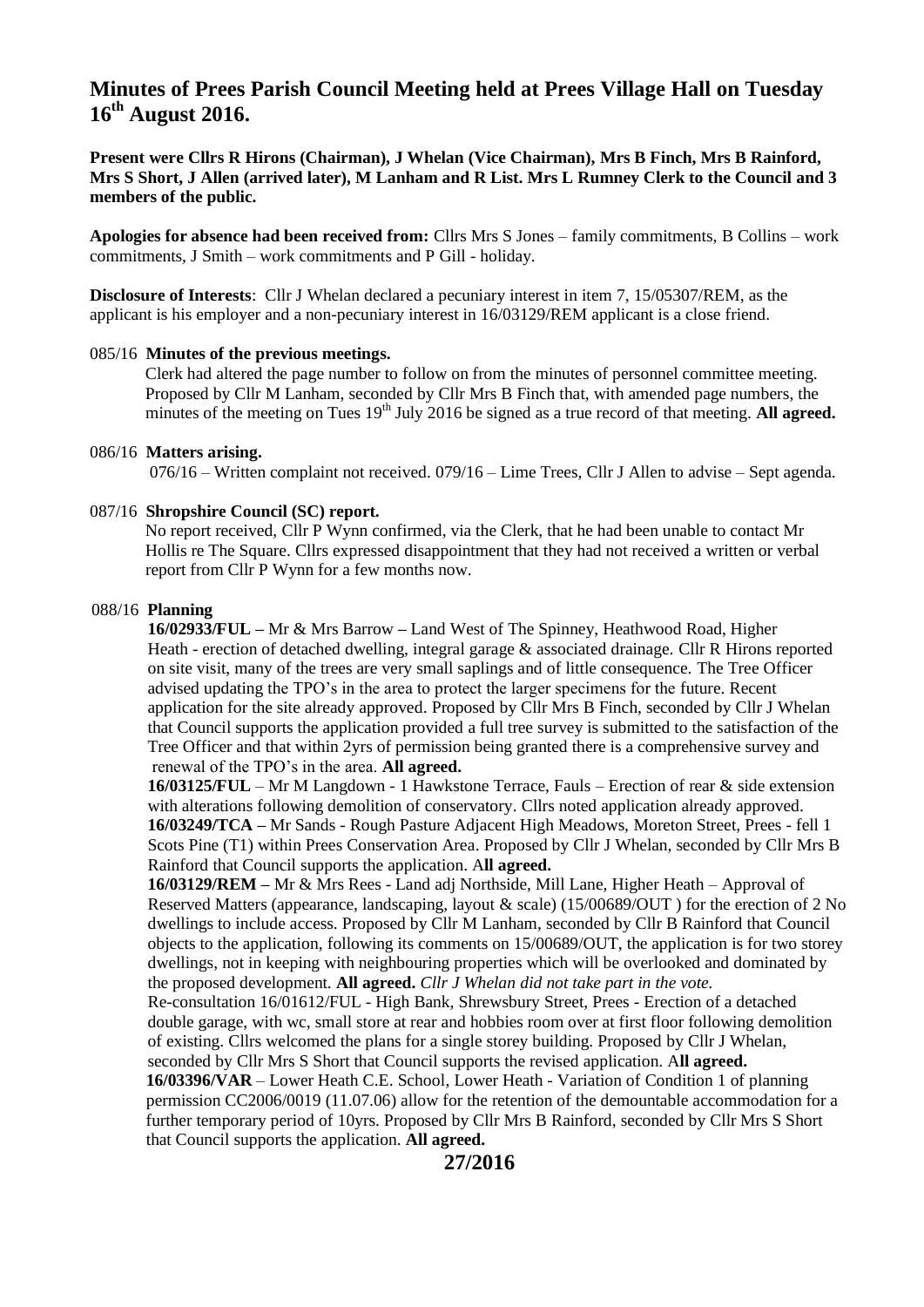# Minutes of Prees Parish Council Meeting held at Prees Village Hall on Tuesday 16th August 2016.

**Present were Cllrs R Hirons (Chairman), J Whelan (Vice Chairman), Mrs B Finch, Mrs B Rainford, Mrs S Short, J Allen (arrived later), M Lanham and R List. Mrs L Rumney Clerk to the Council and 3 members of the public.**

**Apologies for absence had been received from:** Cllrs Mrs S Jones – family commitments, B Collins – work commitments, J Smith – work commitments and P Gill - holiday.

**Disclosure of Interests**: Cllr J Whelan declared a pecuniary interest in item 7, 15/05307/REM, as the applicant is his employer and a non-pecuniary interest in 16/03129/REM applicant is a close friend.

085/16 **Minutes of the previous meetings.**

Clerk had altered the page number to follow on from the minutes of personnel committee meeting. Proposed by Cllr M Lanham, seconded by Cllr Mrs B Finch that, with amended page numbers, the minutes of the meeting on Tues 19th July 2016 be signed as a true record of that meeting. **All agreed.**

086/16 **Matters arising.**

076/16 – Written complaint not received. 079/16 – Lime Trees, Cllr J Allen to advise – Sept agenda.

087/16 **Shropshire Council (SC) report.**

No report received, Cllr P Wynn confirmed, via the Clerk, that he had been unable to contact Mr Hollis re The Square. Cllrs expressed disappointment that they had not received a written or verbal report from Cllr P Wynn for a few months now.

088/16 **Planning**

**16/02933/FUL –** Mr & Mrs Barrow **–** Land West of The Spinney, Heathwood Road, Higher Heath - erection of detached dwelling, integral garage & associated drainage. Cllr R Hirons reported on site visit, many of the trees are very small saplings and of little consequence. The Tree Officer advised updating the TPO's in the area to protect the larger specimens for the future. Recent application for the site already approved. Proposed by Cllr Mrs B Finch, seconded by Cllr J Whelan that Council supports the application provided a full tree survey is submitted to the satisfaction of the Tree Officer and that within 2yrs of permission being granted there is a comprehensive survey and renewal of the TPO's in the area. **All agreed.**

**16/03125/FUL** – Mr M Langdown - 1 Hawkstone Terrace, Fauls – Erection of rear & side extension with alterations following demolition of conservatory. Cllrs noted application already approved.

**16/03249/TCA –** Mr Sands - Rough Pasture Adjacent High Meadows, Moreton Street, Prees - fell 1 Scots Pine (T1) within Prees Conservation Area. Proposed by Cllr J Whelan, seconded by Cllr Mrs B Rainford that Council supports the application. A**ll agreed.**

**16/03129/REM –** Mr & Mrs Rees - Land adj Northside, Mill Lane, Higher Heath – Approval of Reserved Matters (appearance, landscaping, layout & scale) (15/00689/OUT ) for the erection of 2 No dwellings to include access. Proposed by Cllr M Lanham, seconded by Cllr B Rainford that Council objects to the application, following its comments on 15/00689/OUT, the application is for two storey dwellings, not in keeping with neighbouring properties which will be overlooked and dominated by the proposed development. **All agreed.** *Cllr J Whelan did not take part in the vote.*

Re-consultation 16/01612/FUL - High Bank, Shrewsbury Street, Prees - Erection of a detached double garage, with wc, small store at rear and hobbies room over at first floor following demolition of existing. Cllrs welcomed the plans for a single storey building. Proposed by Cllr J Whelan, seconded by Cllr Mrs S Short that Council supports the revised application. A**ll agreed.**

**16/03396/VAR** – Lower Heath C.E. School, Lower Heath - Variation of Condition 1 of planning permission CC2006/0019 (11.07.06) allow for the retention of the demountable accommodation for a further temporary period of 10yrs. Proposed by Cllr Mrs B Rainford, seconded by Cllr Mrs S Short that Council supports the application. **All agreed.**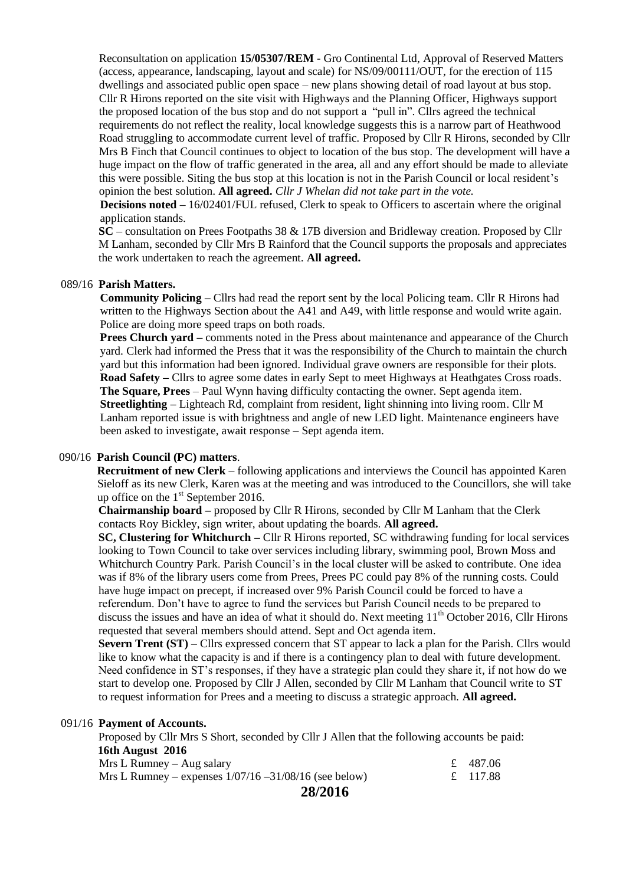Reconsultation on application **15/05307/REM** - Gro Continental Ltd, Approval of Reserved Matters (access, appearance, landscaping, layout and scale) for NS/09/00111/OUT, for the erection of 115 dwellings and associated public open space – new plans showing detail of road layout at bus stop. Cllr R Hirons reported on the site visit with Highways and the Planning Officer, Highways support the proposed location of the bus stop and do not support a "pull in". Cllrs agreed the technical requirements do not reflect the reality, local knowledge suggests this is a narrow part of Heathwood Road struggling to accommodate current level of traffic. Proposed by Cllr R Hirons, seconded by Cllr Mrs B Finch that Council continues to object to location of the bus stop. The development will have a huge impact on the flow of traffic generated in the area, all and any effort should be made to alleviate this were possible. Siting the bus stop at this location is not in the Parish Council or local resident's opinion the best solution. **All agreed.** *Cllr J Whelan did not take part in the vote.*

**Decisions noted –** 16/02401/FUL refused, Clerk to speak to Officers to ascertain where the original application stands.

**SC** – consultation on Prees Footpaths 38 & 17B diversion and Bridleway creation. Proposed by Cllr M Lanham, seconded by Cllr Mrs B Rainford that the Council supports the proposals and appreciates the work undertaken to reach the agreement. **All agreed.**

089/16 **Parish Matters.**

**Community Policing –** Cllrs had read the report sent by the local Policing team. Cllr R Hirons had written to the Highways Section about the A41 and A49, with little response and would write again. Police are doing more speed traps on both roads.

**Prees Church yard –** comments noted in the Press about maintenance and appearance of the Church yard. Clerk had informed the Press that it was the responsibility of the Church to maintain the church yard but this information had been ignored. Individual grave owners are responsible for their plots.

**Road Safety –** Cllrs to agree some dates in early Sept to meet Highways at Heathgates Cross roads.

**The Square, Prees** – Paul Wynn having difficulty contacting the owner. Sept agenda item.

**Streetlighting –** Lighteach Rd, complaint from resident, light shinning into living room. Cllr M Lanham reported issue is with brightness and angle of new LED light. Maintenance engineers have been asked to investigate, await response – Sept agenda item.

090/16 **Parish Council (PC) matters**.

**Recruitment of new Clerk** – following applications and interviews the Council has appointed Karen Sieloff as its new Clerk, Karen was at the meeting and was introduced to the Councillors, she will take up office on the 1st September 2016.

**Chairmanship board –** proposed by Cllr R Hirons, seconded by Cllr M Lanham that the Clerk contacts Roy Bickley, sign writer, about updating the boards. **All agreed.**

**SC, Clustering for Whitchurch –** Cllr R Hirons reported, SC withdrawing funding for local services looking to Town Council to take over services including library, swimming pool, Brown Moss and Whitchurch Country Park. Parish Council's in the local cluster will be asked to contribute. One idea was if 8% of the library users come from Prees, Prees PC could pay 8% of the running costs. Could have huge impact on precept, if increased over 9% Parish Council could be forced to have a referendum. Don't have to agree to fund the services but Parish Council needs to be prepared to discuss the issues and have an idea of what it should do. Next meeting 11th October 2016, Cllr Hirons requested that several members should attend. Sept and Oct agenda item.

**Severn Trent (ST)** – Cllrs expressed concern that ST appear to lack a plan for the Parish. Cllrs would like to know what the capacity is and if there is a contingency plan to deal with future development. Need confidence in ST's responses, if they have a strategic plan could they share it, if not how do we start to develop one. Proposed by Cllr J Allen, seconded by Cllr M Lanham that Council write to ST to request information for Prees and a meeting to discuss a strategic approach. **All agreed.**

091/16 **Payment of Accounts.**

Proposed by Cllr Mrs S Short, seconded by Cllr J Allen that the following accounts be paid:

**16th August 2016**

| | |
|---|---|
| Mrs L Rumney – Aug salary | £ 487.06 |
| Mrs L Rumney – expenses 1/07/16 –31/08/16 (see below) | £ 117.88 |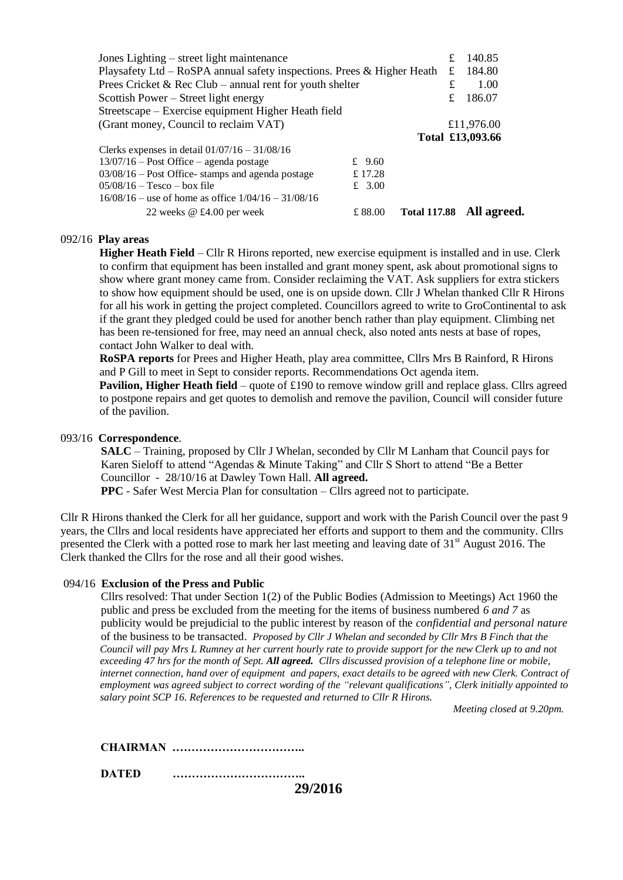| | | |
|---|---|---|
| Jones Lighting – street light maintenance | | £ 140.85 |
| Playsafety Ltd – RoSPA annual safety inspections. Prees & Higher Heath | | £ 184.80 |
| Prees Cricket & Rec Club – annual rent for youth shelter | | £ 1.00 |
| Scottish Power – Street light energy | | £ 186.07 |
| Streetscape – Exercise equipment Higher Heath field | | |
| (Grant money, Council to reclaim VAT) | | £11,976.00 |
| | | **Total £13,093.66** |

| | | |
|---|---|---|
| Clerks expenses in detail 01/07/16 – 31/08/16 | | |
| 13/07/16 – Post Office – agenda postage | £ 9.60 | |
| 03/08/16 – Post Office- stamps and agenda postage | £ 17.28 | |
| 05/08/16 – Tesco – box file | £ 3.00 | |
| 16/08/16 – use of home as office 1/04/16 – 31/08/16 | | |
| 22 weeks @ £4.00 per week | £ 88.00 | **Total 117.88 All agreed.** |

092/16 **Play areas**

**Higher Heath Field** – Cllr R Hirons reported, new exercise equipment is installed and in use. Clerk to confirm that equipment has been installed and grant money spent, ask about promotional signs to show where grant money came from. Consider reclaiming the VAT. Ask suppliers for extra stickers to show how equipment should be used, one is on upside down. Cllr J Whelan thanked Cllr R Hirons for all his work in getting the project completed. Councillors agreed to write to GroContinental to ask if the grant they pledged could be used for another bench rather than play equipment. Climbing net has been re-tensioned for free, may need an annual check, also noted ants nests at base of ropes, contact John Walker to deal with.

**RoSPA reports** for Prees and Higher Heath, play area committee, Cllrs Mrs B Rainford, R Hirons and P Gill to meet in Sept to consider reports. Recommendations Oct agenda item.

**Pavilion, Higher Heath field** – quote of £190 to remove window grill and replace glass. Cllrs agreed to postpone repairs and get quotes to demolish and remove the pavilion, Council will consider future of the pavilion.

093/16 **Correspondence**.

**SALC** – Training, proposed by Cllr J Whelan, seconded by Cllr M Lanham that Council pays for Karen Sieloff to attend "Agendas & Minute Taking" and Cllr S Short to attend "Be a Better Councillor - 28/10/16 at Dawley Town Hall. **All agreed.**

**PPC** - Safer West Mercia Plan for consultation – Cllrs agreed not to participate.

Cllr R Hirons thanked the Clerk for all her guidance, support and work with the Parish Council over the past 9 years, the Cllrs and local residents have appreciated her efforts and support to them and the community. Cllrs presented the Clerk with a potted rose to mark her last meeting and leaving date of 31st August 2016. The Clerk thanked the Cllrs for the rose and all their good wishes.

094/16 **Exclusion of the Press and Public**

Cllrs resolved: That under Section 1(2) of the Public Bodies (Admission to Meetings) Act 1960 the public and press be excluded from the meeting for the items of business numbered *6 and 7* as publicity would be prejudicial to the public interest by reason of the *confidential and personal nature* of the business to be transacted. *Proposed by Cllr J Whelan and seconded by Cllr Mrs B Finch that the Council will pay Mrs L Rumney at her current hourly rate to provide support for the new Clerk up to and not exceeding 47 hrs for the month of Sept. **All agreed.** Cllrs discussed provision of a telephone line or mobile, internet connection, hand over of equipment and papers, exact details to be agreed with new Clerk. Contract of employment was agreed subject to correct wording of the "relevant qualifications", Clerk initially appointed to salary point SCP 16. References to be requested and returned to Cllr R Hirons.*

*Meeting closed at 9.20pm.*

**CHAIRMAN ……………………………..**

**DATED ……………………………..**

**29/2016**